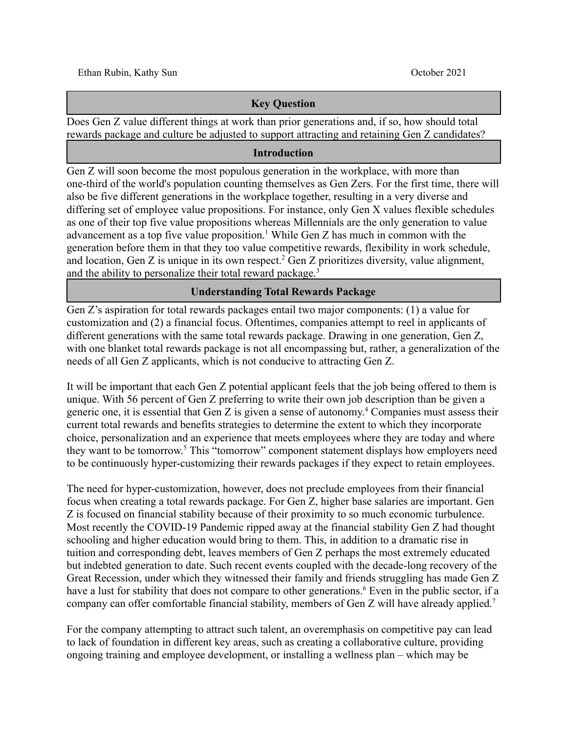Ethan Rubin, Kathy Sun — October 2021

## Key Question

Does Gen Z value different things at work than prior generations and, if so, how should total rewards package and culture be adjusted to support attracting and retaining Gen Z candidates?

## Introduction

Gen Z will soon become the most populous generation in the workplace, with more than one-third of the world's population counting themselves as Gen Zers. For the first time, there will also be five different generations in the workplace together, resulting in a very diverse and differing set of employee value propositions. For instance, only Gen X values flexible schedules as one of their top five value propositions whereas Millennials are the only generation to value advancement as a top five value proposition.[1] While Gen Z has much in common with the generation before them in that they too value competitive rewards, flexibility in work schedule, and location, Gen Z is unique in its own respect.[2] Gen Z prioritizes diversity, value alignment, and the ability to personalize their total reward package.[3]

## Understanding Total Rewards Package

Gen Z's aspiration for total rewards packages entail two major components: (1) a value for customization and (2) a financial focus. Oftentimes, companies attempt to reel in applicants of different generations with the same total rewards package. Drawing in one generation, Gen Z, with one blanket total rewards package is not all encompassing but, rather, a generalization of the needs of all Gen Z applicants, which is not conducive to attracting Gen Z.

It will be important that each Gen Z potential applicant feels that the job being offered to them is unique. With 56 percent of Gen Z preferring to write their own job description than be given a generic one, it is essential that Gen Z is given a sense of autonomy.[4] Companies must assess their current total rewards and benefits strategies to determine the extent to which they incorporate choice, personalization and an experience that meets employees where they are today and where they want to be tomorrow.[5] This "tomorrow" component statement displays how employers need to be continuously hyper-customizing their rewards packages if they expect to retain employees.

The need for hyper-customization, however, does not preclude employees from their financial focus when creating a total rewards package. For Gen Z, higher base salaries are important. Gen Z is focused on financial stability because of their proximity to so much economic turbulence. Most recently the COVID-19 Pandemic ripped away at the financial stability Gen Z had thought schooling and higher education would bring to them. This, in addition to a dramatic rise in tuition and corresponding debt, leaves members of Gen Z perhaps the most extremely educated but indebted generation to date. Such recent events coupled with the decade-long recovery of the Great Recession, under which they witnessed their family and friends struggling has made Gen Z have a lust for stability that does not compare to other generations.[6] Even in the public sector, if a company can offer comfortable financial stability, members of Gen Z will have already applied.[7]

For the company attempting to attract such talent, an overemphasis on competitive pay can lead to lack of foundation in different key areas, such as creating a collaborative culture, providing ongoing training and employee development, or installing a wellness plan – which may be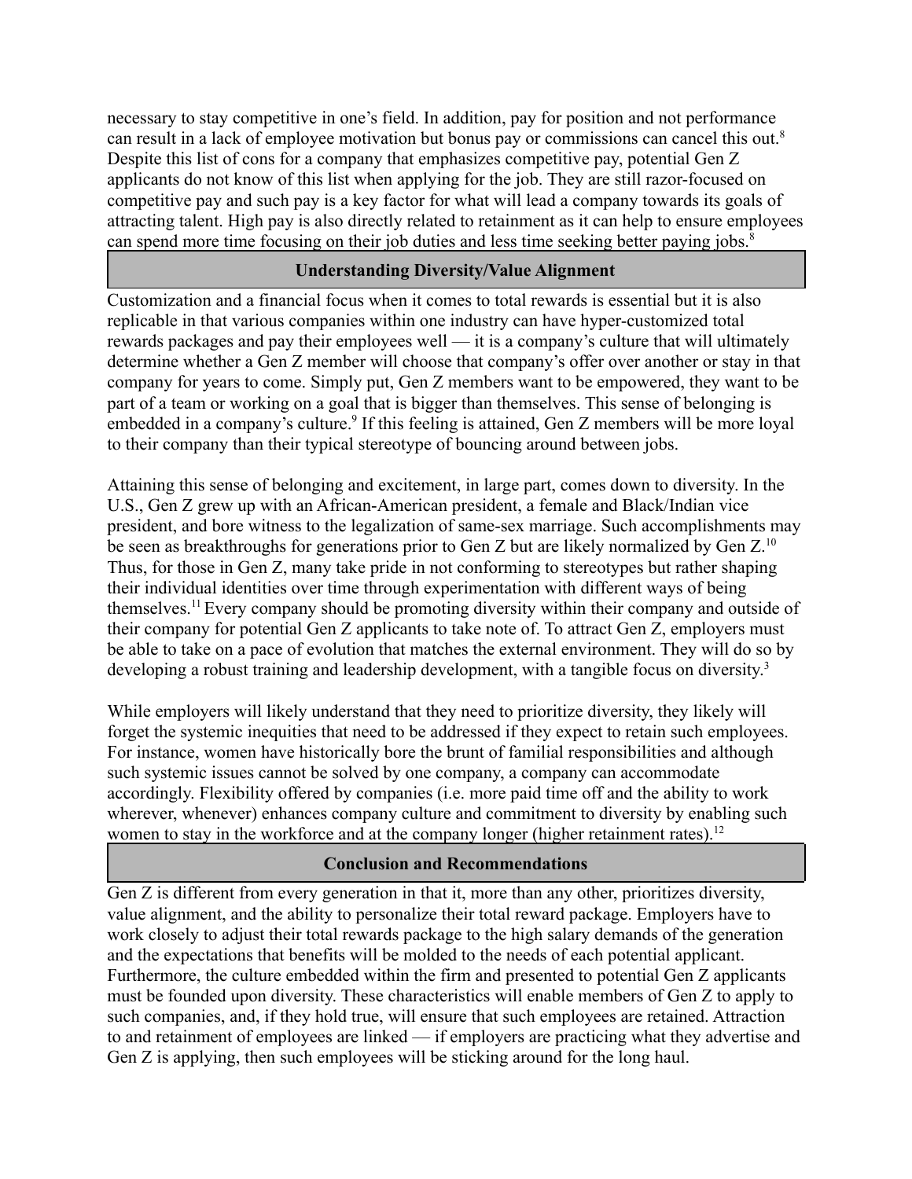necessary to stay competitive in one's field. In addition, pay for position and not performance can result in a lack of employee motivation but bonus pay or commissions can cancel this out.[8] Despite this list of cons for a company that emphasizes competitive pay, potential Gen Z applicants do not know of this list when applying for the job. They are still razor-focused on competitive pay and such pay is a key factor for what will lead a company towards its goals of attracting talent. High pay is also directly related to retainment as it can help to ensure employees can spend more time focusing on their job duties and less time seeking better paying jobs.[8]

## Understanding Diversity/Value Alignment

Customization and a financial focus when it comes to total rewards is essential but it is also replicable in that various companies within one industry can have hyper-customized total rewards packages and pay their employees well — it is a company's culture that will ultimately determine whether a Gen Z member will choose that company's offer over another or stay in that company for years to come. Simply put, Gen Z members want to be empowered, they want to be part of a team or working on a goal that is bigger than themselves. This sense of belonging is embedded in a company's culture.[9] If this feeling is attained, Gen Z members will be more loyal to their company than their typical stereotype of bouncing around between jobs.

Attaining this sense of belonging and excitement, in large part, comes down to diversity. In the U.S., Gen Z grew up with an African-American president, a female and Black/Indian vice president, and bore witness to the legalization of same-sex marriage. Such accomplishments may be seen as breakthroughs for generations prior to Gen Z but are likely normalized by Gen Z.[10] Thus, for those in Gen Z, many take pride in not conforming to stereotypes but rather shaping their individual identities over time through experimentation with different ways of being themselves.[11] Every company should be promoting diversity within their company and outside of their company for potential Gen Z applicants to take note of. To attract Gen Z, employers must be able to take on a pace of evolution that matches the external environment. They will do so by developing a robust training and leadership development, with a tangible focus on diversity.[3]

While employers will likely understand that they need to prioritize diversity, they likely will forget the systemic inequities that need to be addressed if they expect to retain such employees. For instance, women have historically bore the brunt of familial responsibilities and although such systemic issues cannot be solved by one company, a company can accommodate accordingly. Flexibility offered by companies (i.e. more paid time off and the ability to work wherever, whenever) enhances company culture and commitment to diversity by enabling such women to stay in the workforce and at the company longer (higher retainment rates).[12]

## Conclusion and Recommendations

Gen Z is different from every generation in that it, more than any other, prioritizes diversity, value alignment, and the ability to personalize their total reward package. Employers have to work closely to adjust their total rewards package to the high salary demands of the generation and the expectations that benefits will be molded to the needs of each potential applicant. Furthermore, the culture embedded within the firm and presented to potential Gen Z applicants must be founded upon diversity. These characteristics will enable members of Gen Z to apply to such companies, and, if they hold true, will ensure that such employees are retained. Attraction to and retainment of employees are linked — if employers are practicing what they advertise and Gen Z is applying, then such employees will be sticking around for the long haul.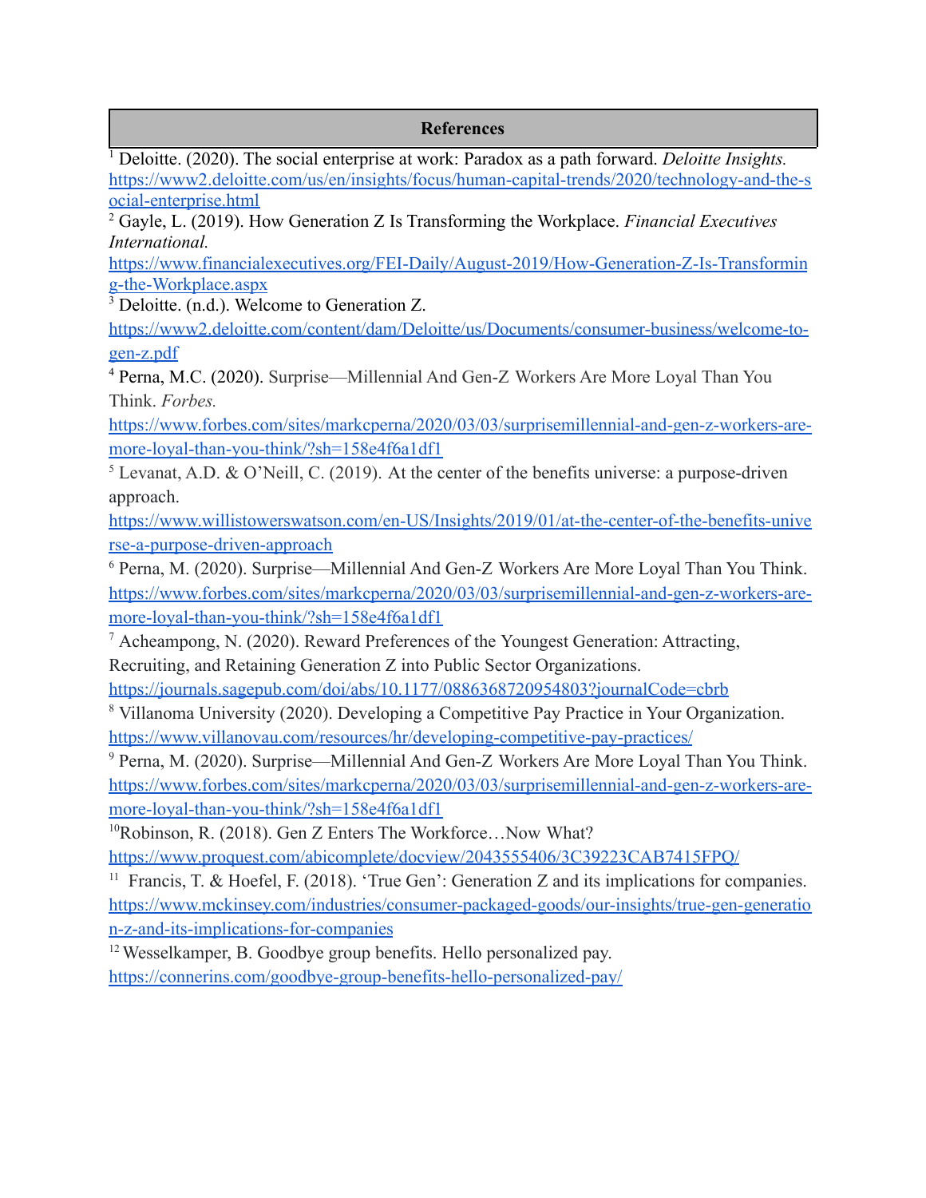## References

[1] Deloitte. (2020). The social enterprise at work: Paradox as a path forward. *Deloitte Insights.* https://www2.deloitte.com/us/en/insights/focus/human-capital-trends/2020/technology-and-the-social-enterprise.html

[2] Gayle, L. (2019). How Generation Z Is Transforming the Workplace. *Financial Executives International.* https://www.financialexecutives.org/FEI-Daily/August-2019/How-Generation-Z-Is-Transforming-the-Workplace.aspx

[3] Deloitte. (n.d.). Welcome to Generation Z. https://www2.deloitte.com/content/dam/Deloitte/us/Documents/consumer-business/welcome-to-gen-z.pdf

[4] Perna, M.C. (2020). Surprise—Millennial And Gen-Z Workers Are More Loyal Than You Think. *Forbes.* https://www.forbes.com/sites/markcperna/2020/03/03/surprisemillennial-and-gen-z-workers-are-more-loyal-than-you-think/?sh=158e4f6a1df1

[5] Levanat, A.D. & O'Neill, C. (2019). At the center of the benefits universe: a purpose-driven approach. https://www.willistowerswatson.com/en-US/Insights/2019/01/at-the-center-of-the-benefits-universe-a-purpose-driven-approach

[6] Perna, M. (2020). Surprise—Millennial And Gen-Z Workers Are More Loyal Than You Think. https://www.forbes.com/sites/markcperna/2020/03/03/surprisemillennial-and-gen-z-workers-are-more-loyal-than-you-think/?sh=158e4f6a1df1

[7] Acheampong, N. (2020). Reward Preferences of the Youngest Generation: Attracting, Recruiting, and Retaining Generation Z into Public Sector Organizations. https://journals.sagepub.com/doi/abs/10.1177/0886368720954803?journalCode=cbrb

[8] Villanoma University (2020). Developing a Competitive Pay Practice in Your Organization. https://www.villanovau.com/resources/hr/developing-competitive-pay-practices/

[9] Perna, M. (2020). Surprise—Millennial And Gen-Z Workers Are More Loyal Than You Think. https://www.forbes.com/sites/markcperna/2020/03/03/surprisemillennial-and-gen-z-workers-are-more-loyal-than-you-think/?sh=158e4f6a1df1

[10] Robinson, R. (2018). Gen Z Enters The Workforce…Now What? https://www.proquest.com/abicomplete/docview/2043555406/3C39223CAB7415FPQ/

[11] Francis, T. & Hoefel, F. (2018). 'True Gen': Generation Z and its implications for companies. https://www.mckinsey.com/industries/consumer-packaged-goods/our-insights/true-gen-generation-z-and-its-implications-for-companies

[12] Wesselkamper, B. Goodbye group benefits. Hello personalized pay. https://connerins.com/goodbye-group-benefits-hello-personalized-pay/